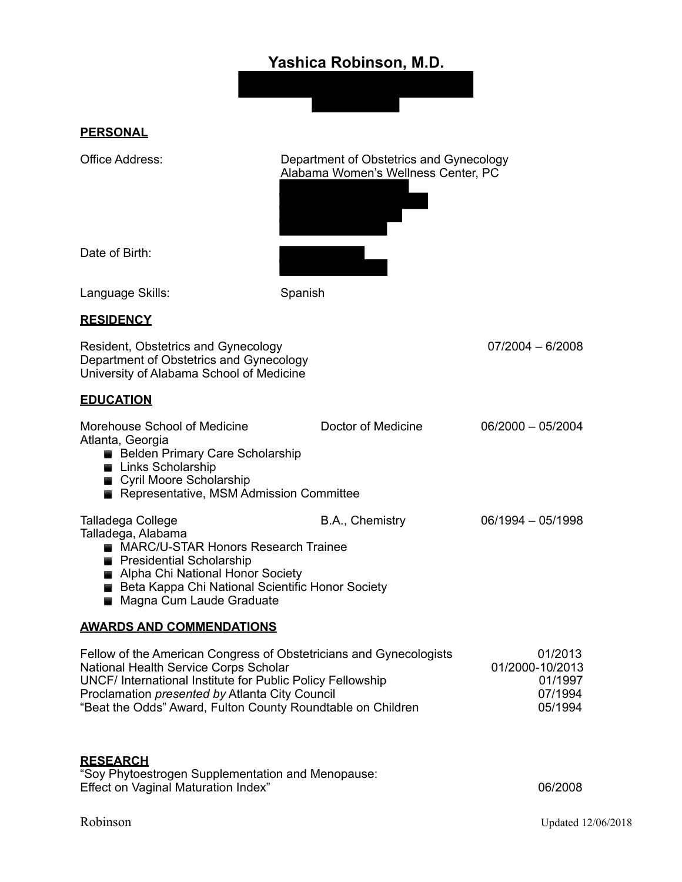# Yashica Robinson, M.D.

## PERSONAL

Office Address: Department of Obstetrics and Gynecology
Alabama Women's Wellness Center, PC

Date of Birth:

Language Skills: Spanish

## RESIDENCY

Resident, Obstetrics and Gynecology — 07/2004 – 6/2008
Department of Obstetrics and Gynecology
University of Alabama School of Medicine

## EDUCATION

Morehouse School of Medicine — Doctor of Medicine — 06/2000 – 05/2004
Atlanta, Georgia

- Belden Primary Care Scholarship
- Links Scholarship
- Cyril Moore Scholarship
- Representative, MSM Admission Committee

Talladega College — B.A., Chemistry — 06/1994 – 05/1998
Talladega, Alabama

- MARC/U-STAR Honors Research Trainee
- Presidential Scholarship
- Alpha Chi National Honor Society
- Beta Kappa Chi National Scientific Honor Society
- Magna Cum Laude Graduate

## AWARDS AND COMMENDATIONS

Fellow of the American Congress of Obstetricians and Gynecologists — 01/2013
National Health Service Corps Scholar — 01/2000-10/2013
UNCF/ International Institute for Public Policy Fellowship — 01/1997
Proclamation *presented by* Atlanta City Council — 07/1994
"Beat the Odds" Award, Fulton County Roundtable on Children — 05/1994

## RESEARCH

"Soy Phytoestrogen Supplementation and Menopause:
Effect on Vaginal Maturation Index" — 06/2008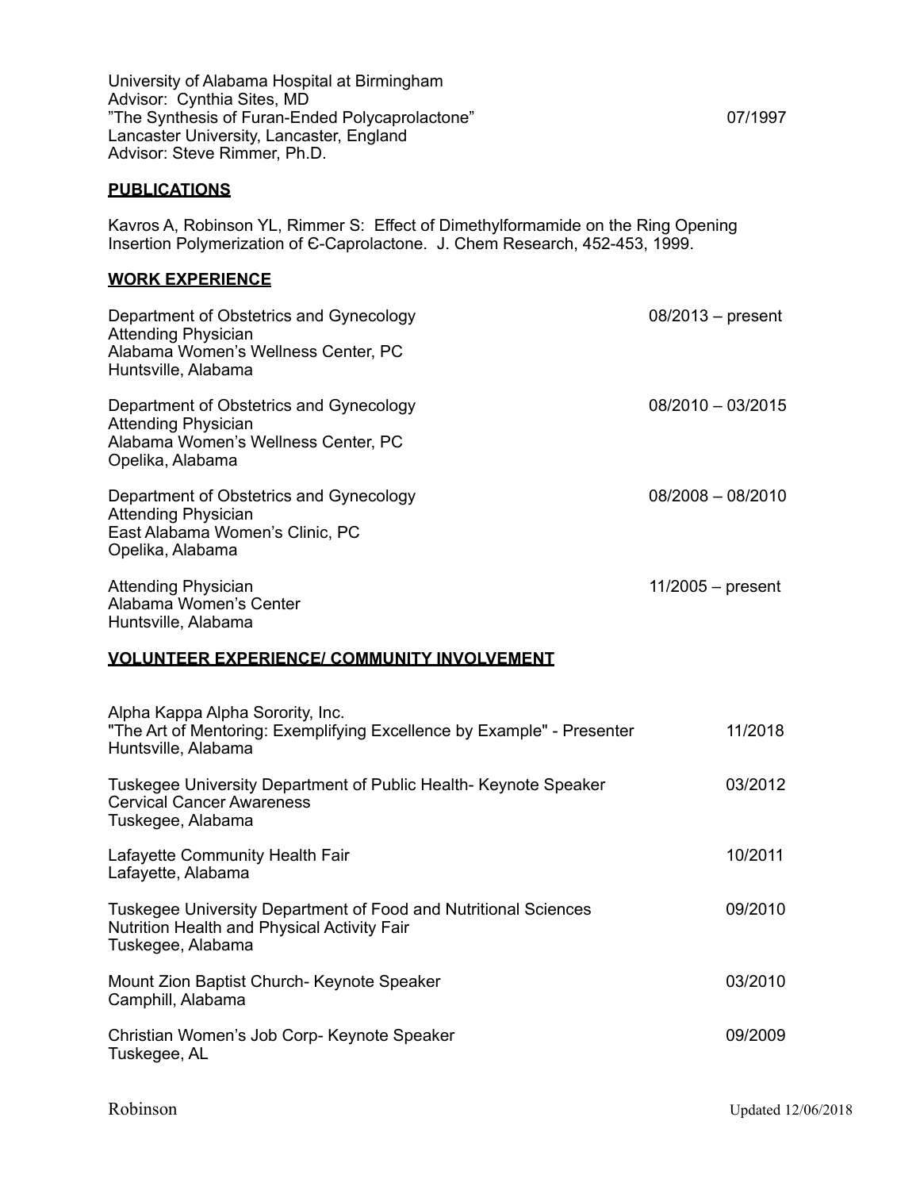University of Alabama Hospital at Birmingham
Advisor: Cynthia Sites, MD
"The Synthesis of Furan-Ended Polycaprolactone" 07/1997
Lancaster University, Lancaster, England
Advisor: Steve Rimmer, Ph.D.

## PUBLICATIONS

Kavros A, Robinson YL, Rimmer S: Effect of Dimethylformamide on the Ring Opening Insertion Polymerization of Є-Caprolactone. J. Chem Research, 452-453, 1999.

## WORK EXPERIENCE

Department of Obstetrics and Gynecology — 08/2013 – present
Attending Physician
Alabama Women's Wellness Center, PC
Huntsville, Alabama

Department of Obstetrics and Gynecology — 08/2010 – 03/2015
Attending Physician
Alabama Women's Wellness Center, PC
Opelika, Alabama

Department of Obstetrics and Gynecology — 08/2008 – 08/2010
Attending Physician
East Alabama Women's Clinic, PC
Opelika, Alabama

Attending Physician — 11/2005 – present
Alabama Women's Center
Huntsville, Alabama

## VOLUNTEER EXPERIENCE/ COMMUNITY INVOLVEMENT

Alpha Kappa Alpha Sorority, Inc.
"The Art of Mentoring: Exemplifying Excellence by Example" - Presenter — 11/2018
Huntsville, Alabama

Tuskegee University Department of Public Health- Keynote Speaker — 03/2012
Cervical Cancer Awareness
Tuskegee, Alabama

Lafayette Community Health Fair — 10/2011
Lafayette, Alabama

Tuskegee University Department of Food and Nutritional Sciences — 09/2010
Nutrition Health and Physical Activity Fair
Tuskegee, Alabama

Mount Zion Baptist Church- Keynote Speaker — 03/2010
Camphill, Alabama

Christian Women's Job Corp- Keynote Speaker — 09/2009
Tuskegee, AL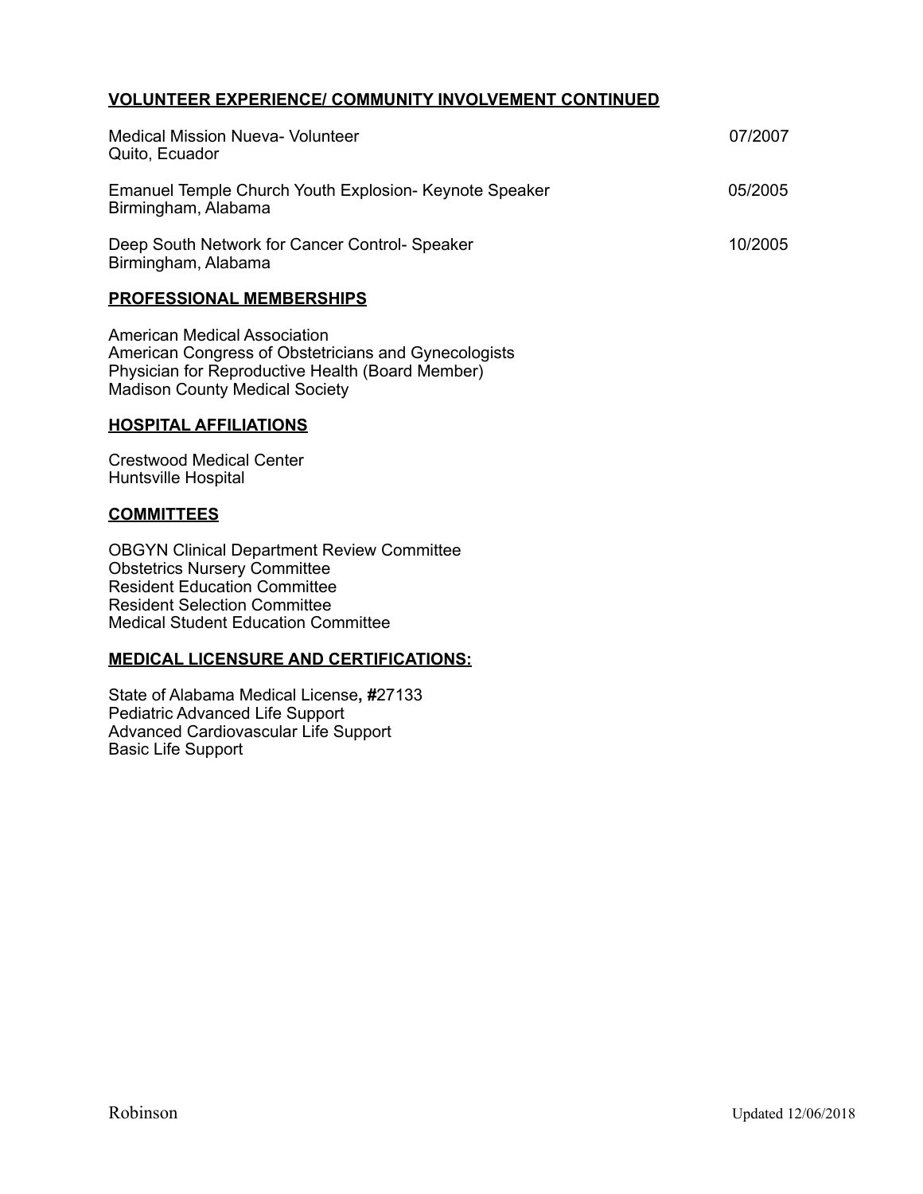## VOLUNTEER EXPERIENCE/ COMMUNITY INVOLVEMENT CONTINUED

Medical Mission Nueva- Volunteer — 07/2007
Quito, Ecuador

Emanuel Temple Church Youth Explosion- Keynote Speaker — 05/2005
Birmingham, Alabama

Deep South Network for Cancer Control- Speaker — 10/2005
Birmingham, Alabama

## PROFESSIONAL MEMBERSHIPS

American Medical Association
American Congress of Obstetricians and Gynecologists
Physician for Reproductive Health (Board Member)
Madison County Medical Society

## HOSPITAL AFFILIATIONS

Crestwood Medical Center
Huntsville Hospital

## COMMITTEES

OBGYN Clinical Department Review Committee
Obstetrics Nursery Committee
Resident Education Committee
Resident Selection Committee
Medical Student Education Committee

## MEDICAL LICENSURE AND CERTIFICATIONS:

State of Alabama Medical License**, #**27133
Pediatric Advanced Life Support
Advanced Cardiovascular Life Support
Basic Life Support